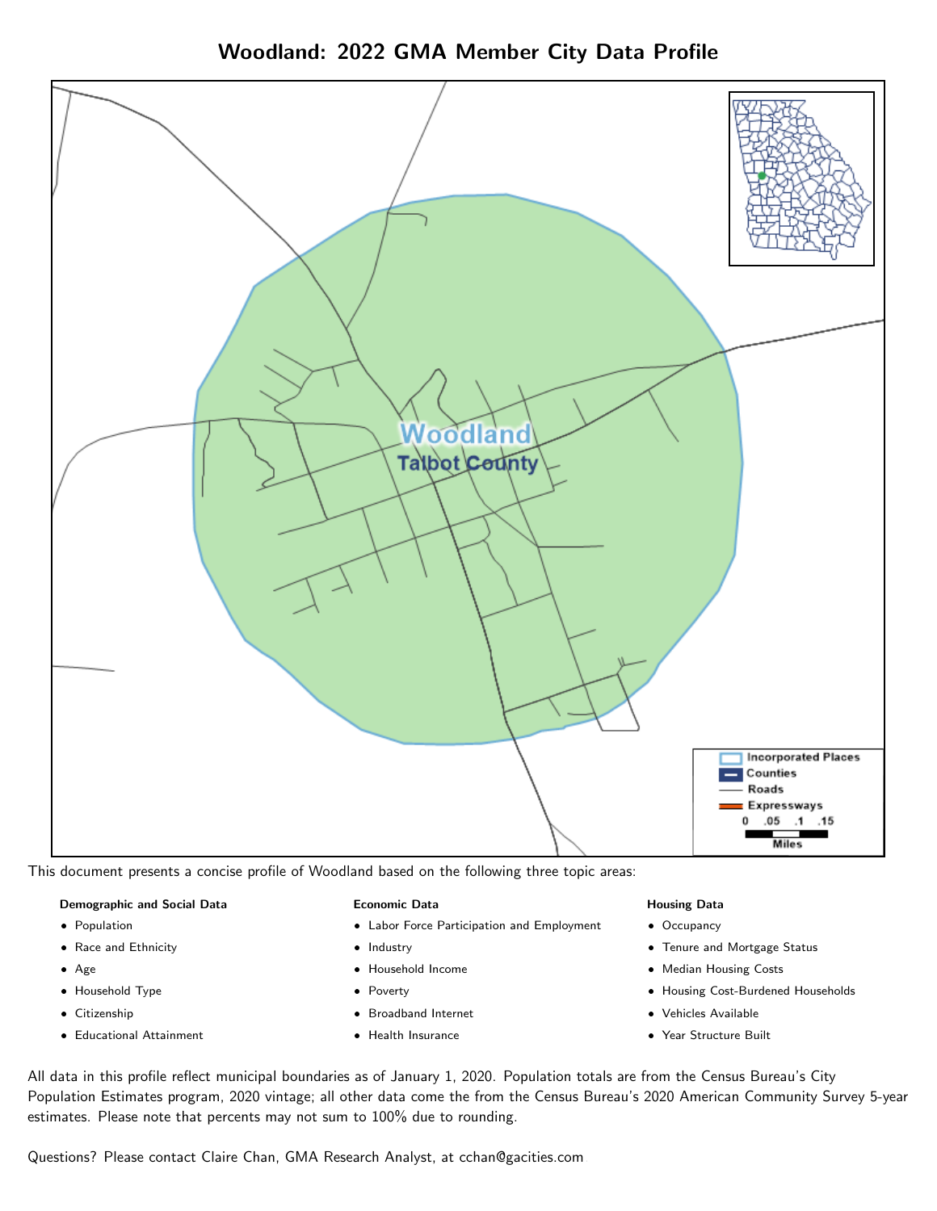# Woodland: 2022 GMA Member City Data Profile

This document presents a concise profile of Woodland based on the following three topic areas:

**Demographic and Social Data**

- Population
- Race and Ethnicity
- Age
- Household Type
- Citizenship
- Educational Attainment

**Economic Data**

- Labor Force Participation and Employment
- Industry
- Household Income
- Poverty
- Broadband Internet
- Health Insurance

**Housing Data**

- Occupancy
- Tenure and Mortgage Status
- Median Housing Costs
- Housing Cost-Burdened Households
- Vehicles Available
- Year Structure Built

All data in this profile reflect municipal boundaries as of January 1, 2020. Population totals are from the Census Bureau's City Population Estimates program, 2020 vintage; all other data come the from the Census Bureau's 2020 American Community Survey 5-year estimates. Please note that percents may not sum to 100% due to rounding.

Questions? Please contact Claire Chan, GMA Research Analyst, at cchan@gacities.com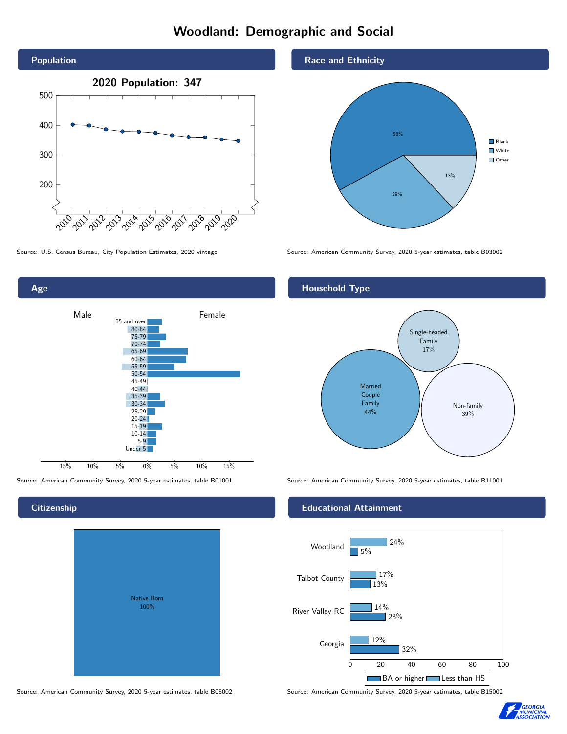# Woodland: Demographic and Social

## Population

2020 Population: 347

Source: U.S. Census Bureau, City Population Estimates, 2020 vintage

## Race and Ethnicity

| Race | Percent |
|---|---|
| Black | 58% |
| White | 29% |
| Other | 13% |

Source: American Community Survey, 2020 5-year estimates, table B03002

## Age

Source: American Community Survey, 2020 5-year estimates, table B01001

## Household Type

| Household Type | Percent |
|---|---|
| Married Couple Family | 44% |
| Single-headed Family | 17% |
| Non-family | 39% |

Source: American Community Survey, 2020 5-year estimates, table B11001

## Citizenship

Native Born 100%

Source: American Community Survey, 2020 5-year estimates, table B05002

## Educational Attainment

| | Less than HS | BA or higher |
|---|---|---|
| Woodland | 24% | 5% |
| Talbot County | 17% | 13% |
| River Valley RC | 14% | 23% |
| Georgia | 12% | 32% |

Source: American Community Survey, 2020 5-year estimates, table B15002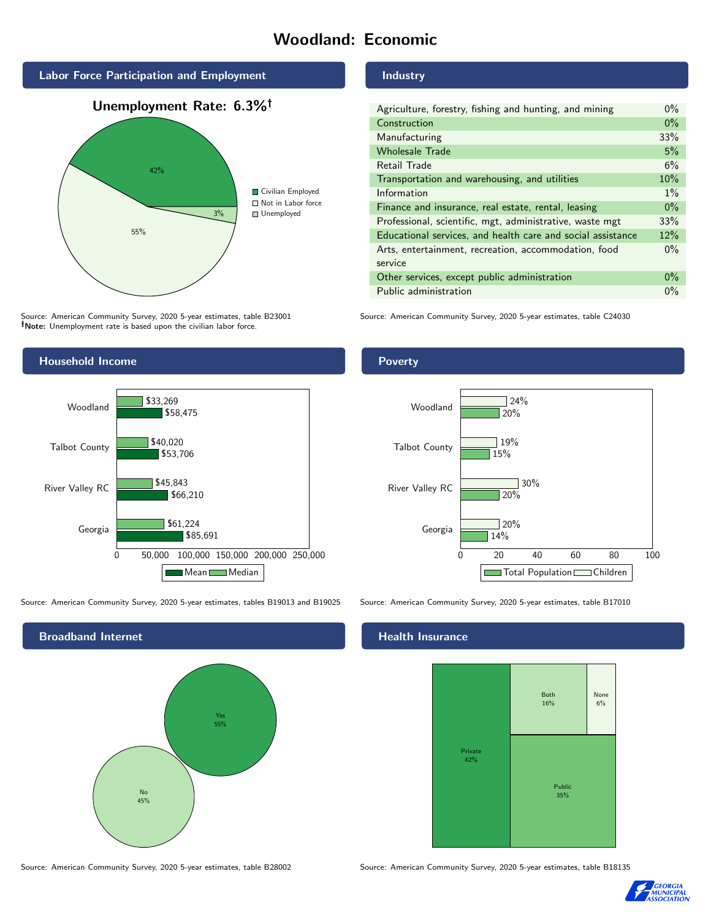# Woodland: Economic

## Labor Force Participation and Employment

**Unemployment Rate: 6.3%†**

| Category | Percent |
|---|---|
| Civilian Employed | 42% |
| Not in Labor force | 55% |
| Unemployed | 3% |

Source: American Community Survey, 2020 5-year estimates, table B23001
**†Note:** Unemployment rate is based upon the civilian labor force.

## Industry

| Industry | Percent |
|---|---|
| Agriculture, forestry, fishing and hunting, and mining | 0% |
| Construction | 0% |
| Manufacturing | 33% |
| Wholesale Trade | 5% |
| Retail Trade | 6% |
| Transportation and warehousing, and utilities | 10% |
| Information | 1% |
| Finance and insurance, real estate, rental, leasing | 0% |
| Professional, scientific, mgt, administrative, waste mgt | 33% |
| Educational services, and health care and social assistance | 12% |
| Arts, entertainment, recreation, accommodation, food service | 0% |
| Other services, except public administration | 0% |
| Public administration | 0% |

Source: American Community Survey, 2020 5-year estimates, table C24030

## Household Income

| | Median | Mean |
|---|---|---|
| Woodland | $33,269 | $58,475 |
| Talbot County | $40,020 | $53,706 |
| River Valley RC | $45,843 | $66,210 |
| Georgia | $61,224 | $85,691 |

Source: American Community Survey, 2020 5-year estimates, tables B19013 and B19025

## Poverty

| | Children | Total Population |
|---|---|---|
| Woodland | 24% | 20% |
| Talbot County | 19% | 15% |
| River Valley RC | 30% | 20% |
| Georgia | 20% | 14% |

Source: American Community Survey, 2020 5-year estimates, table B17010

## Broadband Internet

| | Percent |
|---|---|
| Yes | 55% |
| No | 45% |

Source: American Community Survey, 2020 5-year estimates, table B28002

## Health Insurance

| | Percent |
|---|---|
| Private | 42% |
| Public | 35% |
| Both | 16% |
| None | 6% |

Source: American Community Survey, 2020 5-year estimates, table B18135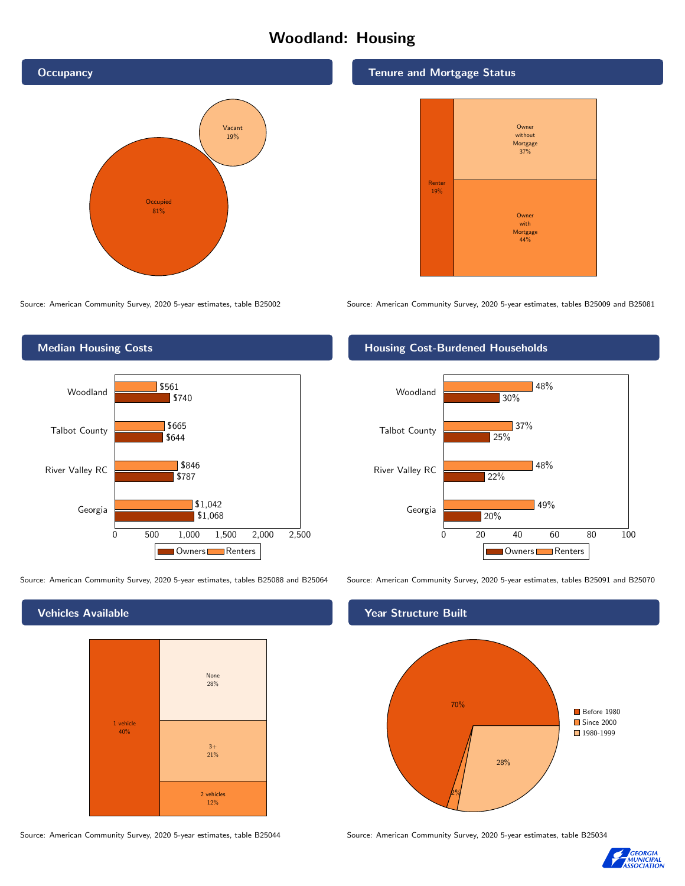# Woodland: Housing

## Occupancy

Vacant
19%

Occupied
81%

Source: American Community Survey, 2020 5-year estimates, table B25002

## Tenure and Mortgage Status

Renter
19%

Owner
without
Mortgage
37%

Owner
with
Mortgage
44%

Source: American Community Survey, 2020 5-year estimates, tables B25009 and B25081

## Median Housing Costs

Woodland
$561
$740

Talbot County
$665
$644

River Valley RC
$846
$787

Georgia
$1,042
$1,068

0 500 1,000 1,500 2,000 2,500

Owners Renters

Source: American Community Survey, 2020 5-year estimates, tables B25088 and B25064

## Housing Cost-Burdened Households

Woodland
48%
30%

Talbot County
37%
25%

River Valley RC
48%
22%

Georgia
49%
20%

0 20 40 60 80 100

Owners Renters

Source: American Community Survey, 2020 5-year estimates, tables B25091 and B25070

## Vehicles Available

1 vehicle
40%

None
28%

3+
21%

2 vehicles
12%

Source: American Community Survey, 2020 5-year estimates, table B25044

## Year Structure Built

70%

2%

28%

Before 1980
Since 2000
1980-1999

Source: American Community Survey, 2020 5-year estimates, table B25034

GEORGIA MUNICIPAL ASSOCIATION